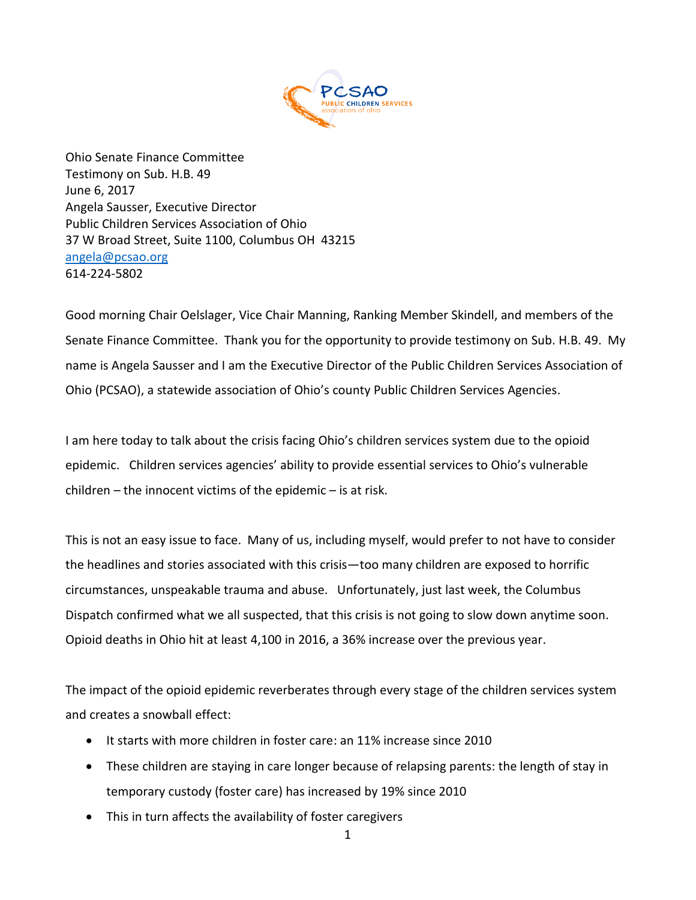PCSAO
PUBLIC CHILDREN SERVICES
association of ohio

Ohio Senate Finance Committee
Testimony on Sub. H.B. 49
June 6, 2017
Angela Sausser, Executive Director
Public Children Services Association of Ohio
37 W Broad Street, Suite 1100, Columbus OH 43215
angela@pcsao.org
614-224-5802

Good morning Chair Oelslager, Vice Chair Manning, Ranking Member Skindell, and members of the Senate Finance Committee. Thank you for the opportunity to provide testimony on Sub. H.B. 49. My name is Angela Sausser and I am the Executive Director of the Public Children Services Association of Ohio (PCSAO), a statewide association of Ohio's county Public Children Services Agencies.

I am here today to talk about the crisis facing Ohio's children services system due to the opioid epidemic. Children services agencies' ability to provide essential services to Ohio's vulnerable children – the innocent victims of the epidemic – is at risk.

This is not an easy issue to face. Many of us, including myself, would prefer to not have to consider the headlines and stories associated with this crisis—too many children are exposed to horrific circumstances, unspeakable trauma and abuse. Unfortunately, just last week, the Columbus Dispatch confirmed what we all suspected, that this crisis is not going to slow down anytime soon. Opioid deaths in Ohio hit at least 4,100 in 2016, a 36% increase over the previous year.

The impact of the opioid epidemic reverberates through every stage of the children services system and creates a snowball effect:

- It starts with more children in foster care: an 11% increase since 2010
- These children are staying in care longer because of relapsing parents: the length of stay in temporary custody (foster care) has increased by 19% since 2010
- This in turn affects the availability of foster caregivers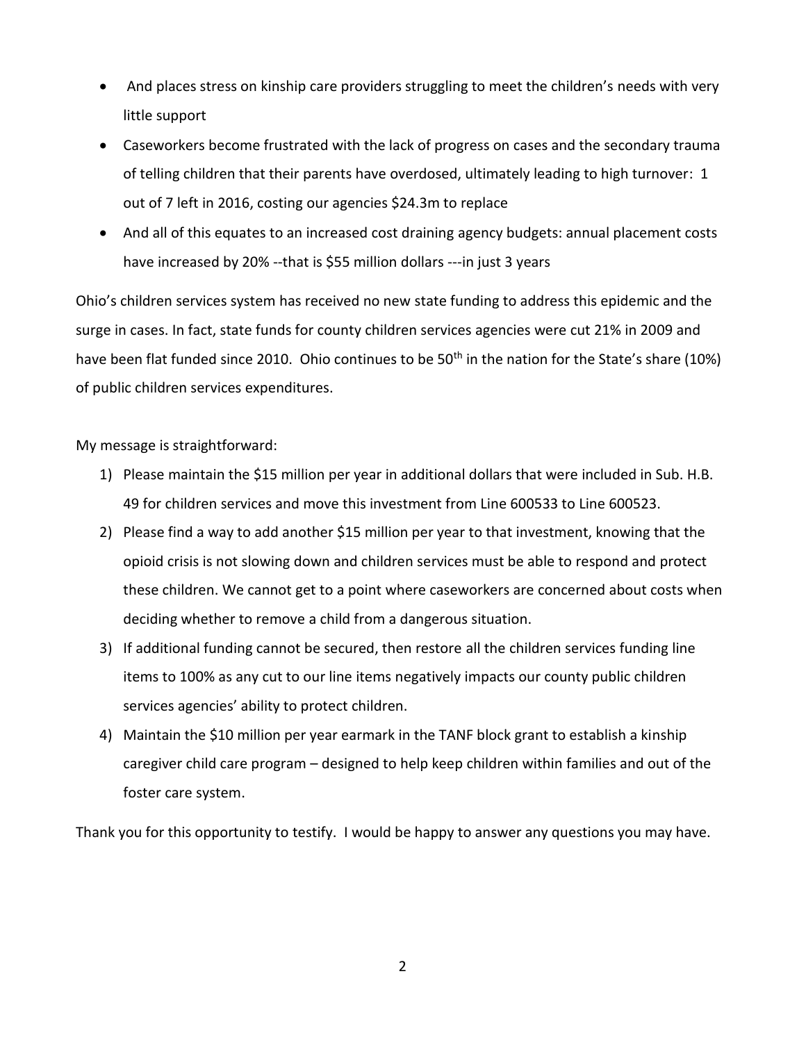- And places stress on kinship care providers struggling to meet the children's needs with very little support
- Caseworkers become frustrated with the lack of progress on cases and the secondary trauma of telling children that their parents have overdosed, ultimately leading to high turnover: 1 out of 7 left in 2016, costing our agencies $24.3m to replace
- And all of this equates to an increased cost draining agency budgets: annual placement costs have increased by 20% --that is $55 million dollars ---in just 3 years

Ohio's children services system has received no new state funding to address this epidemic and the surge in cases. In fact, state funds for county children services agencies were cut 21% in 2009 and have been flat funded since 2010. Ohio continues to be 50th in the nation for the State's share (10%) of public children services expenditures.

My message is straightforward:

1) Please maintain the $15 million per year in additional dollars that were included in Sub. H.B. 49 for children services and move this investment from Line 600533 to Line 600523.
2) Please find a way to add another $15 million per year to that investment, knowing that the opioid crisis is not slowing down and children services must be able to respond and protect these children. We cannot get to a point where caseworkers are concerned about costs when deciding whether to remove a child from a dangerous situation.
3) If additional funding cannot be secured, then restore all the children services funding line items to 100% as any cut to our line items negatively impacts our county public children services agencies' ability to protect children.
4) Maintain the $10 million per year earmark in the TANF block grant to establish a kinship caregiver child care program – designed to help keep children within families and out of the foster care system.

Thank you for this opportunity to testify. I would be happy to answer any questions you may have.